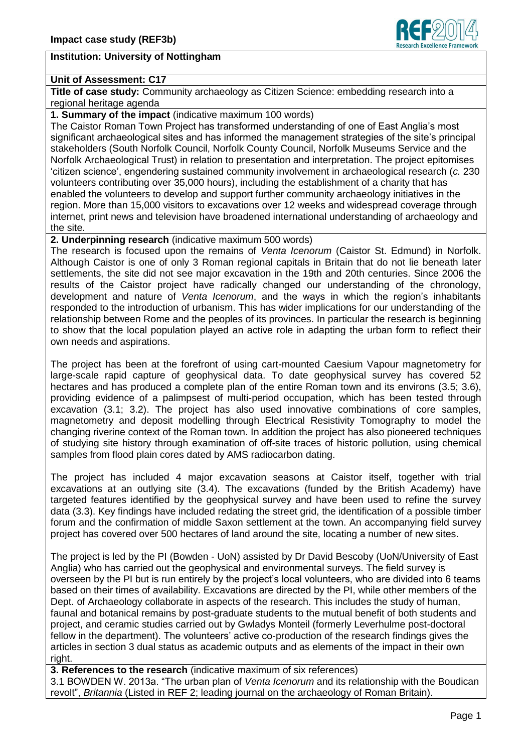**Impact case study (REF3b)**

**Institution: University of Nottingham**

**Unit of Assessment: C17**

**Title of case study:** Community archaeology as Citizen Science: embedding research into a regional heritage agenda

**1. Summary of the impact** (indicative maximum 100 words)

The Caistor Roman Town Project has transformed understanding of one of East Anglia's most significant archaeological sites and has informed the management strategies of the site's principal stakeholders (South Norfolk Council, Norfolk County Council, Norfolk Museums Service and the Norfolk Archaeological Trust) in relation to presentation and interpretation. The project epitomises 'citizen science', engendering sustained community involvement in archaeological research (*c.* 230 volunteers contributing over 35,000 hours), including the establishment of a charity that has enabled the volunteers to develop and support further community archaeology initiatives in the region. More than 15,000 visitors to excavations over 12 weeks and widespread coverage through internet, print news and television have broadened international understanding of archaeology and the site.

**2. Underpinning research** (indicative maximum 500 words)

The research is focused upon the remains of *Venta Icenorum* (Caistor St. Edmund) in Norfolk. Although Caistor is one of only 3 Roman regional capitals in Britain that do not lie beneath later settlements, the site did not see major excavation in the 19th and 20th centuries. Since 2006 the results of the Caistor project have radically changed our understanding of the chronology, development and nature of *Venta Icenorum*, and the ways in which the region's inhabitants responded to the introduction of urbanism. This has wider implications for our understanding of the relationship between Rome and the peoples of its provinces. In particular the research is beginning to show that the local population played an active role in adapting the urban form to reflect their own needs and aspirations.

The project has been at the forefront of using cart-mounted Caesium Vapour magnetometry for large-scale rapid capture of geophysical data. To date geophysical survey has covered 52 hectares and has produced a complete plan of the entire Roman town and its environs (3.5; 3.6), providing evidence of a palimpsest of multi-period occupation, which has been tested through excavation (3.1; 3.2). The project has also used innovative combinations of core samples, magnetometry and deposit modelling through Electrical Resistivity Tomography to model the changing riverine context of the Roman town. In addition the project has also pioneered techniques of studying site history through examination of off-site traces of historic pollution, using chemical samples from flood plain cores dated by AMS radiocarbon dating.

The project has included 4 major excavation seasons at Caistor itself, together with trial excavations at an outlying site (3.4). The excavations (funded by the British Academy) have targeted features identified by the geophysical survey and have been used to refine the survey data (3.3). Key findings have included redating the street grid, the identification of a possible timber forum and the confirmation of middle Saxon settlement at the town. An accompanying field survey project has covered over 500 hectares of land around the site, locating a number of new sites.

The project is led by the PI (Bowden - UoN) assisted by Dr David Bescoby (UoN/University of East Anglia) who has carried out the geophysical and environmental surveys. The field survey is overseen by the PI but is run entirely by the project's local volunteers, who are divided into 6 teams based on their times of availability. Excavations are directed by the PI, while other members of the Dept. of Archaeology collaborate in aspects of the research. This includes the study of human, faunal and botanical remains by post-graduate students to the mutual benefit of both students and project, and ceramic studies carried out by Gwladys Monteil (formerly Leverhulme post-doctoral fellow in the department). The volunteers' active co-production of the research findings gives the articles in section 3 dual status as academic outputs and as elements of the impact in their own right.

**3. References to the research** (indicative maximum of six references)

3.1 BOWDEN W. 2013a. "The urban plan of *Venta Icenorum* and its relationship with the Boudican revolt", *Britannia* (Listed in REF 2; leading journal on the archaeology of Roman Britain).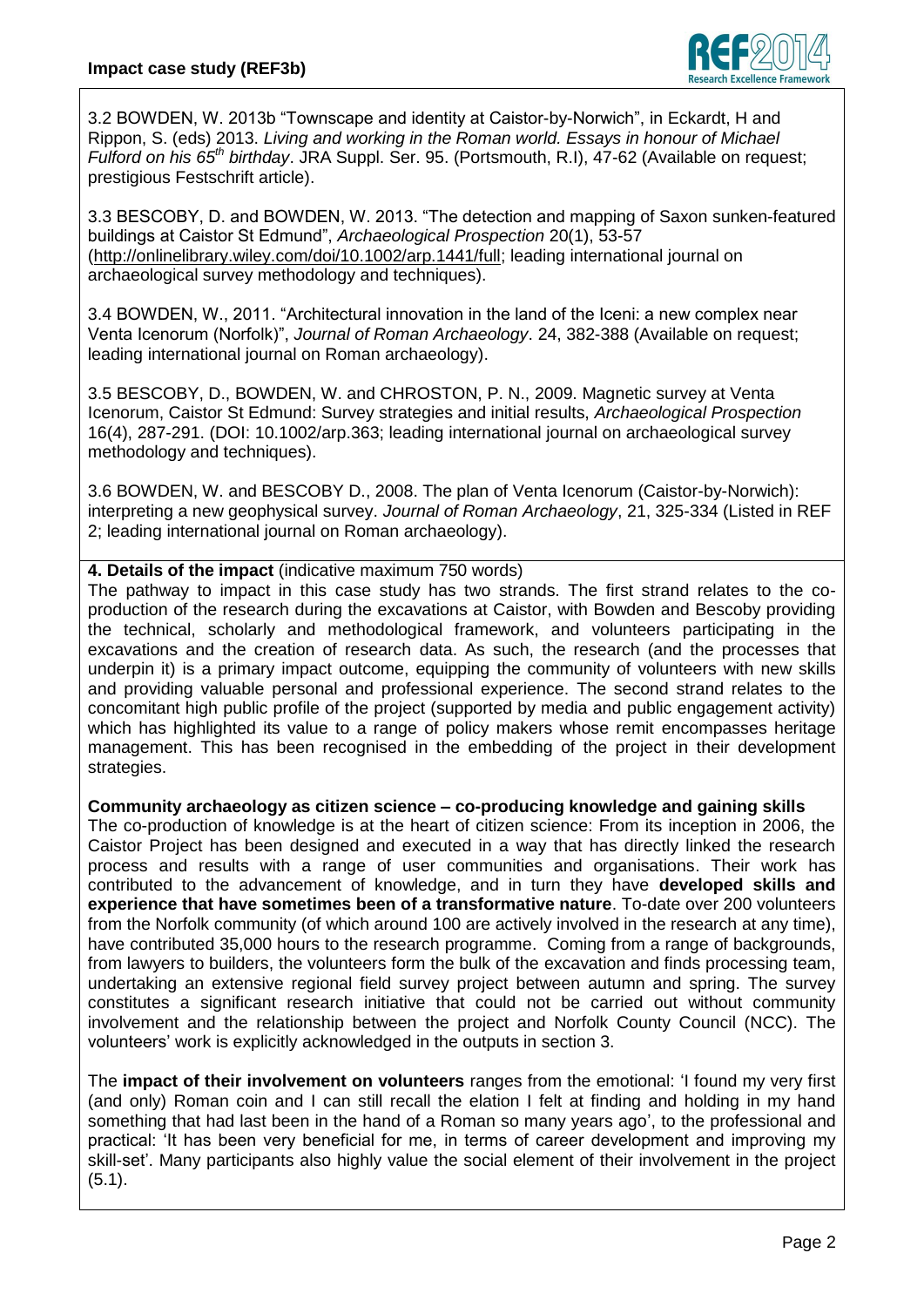3.2 BOWDEN, W. 2013b "Townscape and identity at Caistor-by-Norwich", in Eckardt, H and Rippon, S. (eds) 2013. *Living and working in the Roman world. Essays in honour of Michael Fulford on his 65th birthday*. JRA Suppl. Ser. 95. (Portsmouth, R.I), 47-62 (Available on request; prestigious Festschrift article).

3.3 BESCOBY, D. and BOWDEN, W. 2013. "The detection and mapping of Saxon sunken-featured buildings at Caistor St Edmund", *Archaeological Prospection* 20(1), 53-57 (http://onlinelibrary.wiley.com/doi/10.1002/arp.1441/full; leading international journal on archaeological survey methodology and techniques).

3.4 BOWDEN, W., 2011. "Architectural innovation in the land of the Iceni: a new complex near Venta Icenorum (Norfolk)", *Journal of Roman Archaeology*. 24, 382-388 (Available on request; leading international journal on Roman archaeology).

3.5 BESCOBY, D., BOWDEN, W. and CHROSTON, P. N., 2009. Magnetic survey at Venta Icenorum, Caistor St Edmund: Survey strategies and initial results, *Archaeological Prospection* 16(4), 287-291. (DOI: 10.1002/arp.363; leading international journal on archaeological survey methodology and techniques).

3.6 BOWDEN, W. and BESCOBY D., 2008. The plan of Venta Icenorum (Caistor-by-Norwich): interpreting a new geophysical survey. *Journal of Roman Archaeology*, 21, 325-334 (Listed in REF 2; leading international journal on Roman archaeology).

**4. Details of the impact** (indicative maximum 750 words)

The pathway to impact in this case study has two strands. The first strand relates to the co-production of the research during the excavations at Caistor, with Bowden and Bescoby providing the technical, scholarly and methodological framework, and volunteers participating in the excavations and the creation of research data. As such, the research (and the processes that underpin it) is a primary impact outcome, equipping the community of volunteers with new skills and providing valuable personal and professional experience. The second strand relates to the concomitant high public profile of the project (supported by media and public engagement activity) which has highlighted its value to a range of policy makers whose remit encompasses heritage management. This has been recognised in the embedding of the project in their development strategies.

**Community archaeology as citizen science – co-producing knowledge and gaining skills**

The co-production of knowledge is at the heart of citizen science: From its inception in 2006, the Caistor Project has been designed and executed in a way that has directly linked the research process and results with a range of user communities and organisations. Their work has contributed to the advancement of knowledge, and in turn they have **developed skills and experience that have sometimes been of a transformative nature**. To-date over 200 volunteers from the Norfolk community (of which around 100 are actively involved in the research at any time), have contributed 35,000 hours to the research programme. Coming from a range of backgrounds, from lawyers to builders, the volunteers form the bulk of the excavation and finds processing team, undertaking an extensive regional field survey project between autumn and spring. The survey constitutes a significant research initiative that could not be carried out without community involvement and the relationship between the project and Norfolk County Council (NCC). The volunteers' work is explicitly acknowledged in the outputs in section 3.

The **impact of their involvement on volunteers** ranges from the emotional: 'I found my very first (and only) Roman coin and I can still recall the elation I felt at finding and holding in my hand something that had last been in the hand of a Roman so many years ago', to the professional and practical: 'It has been very beneficial for me, in terms of career development and improving my skill-set'. Many participants also highly value the social element of their involvement in the project (5.1).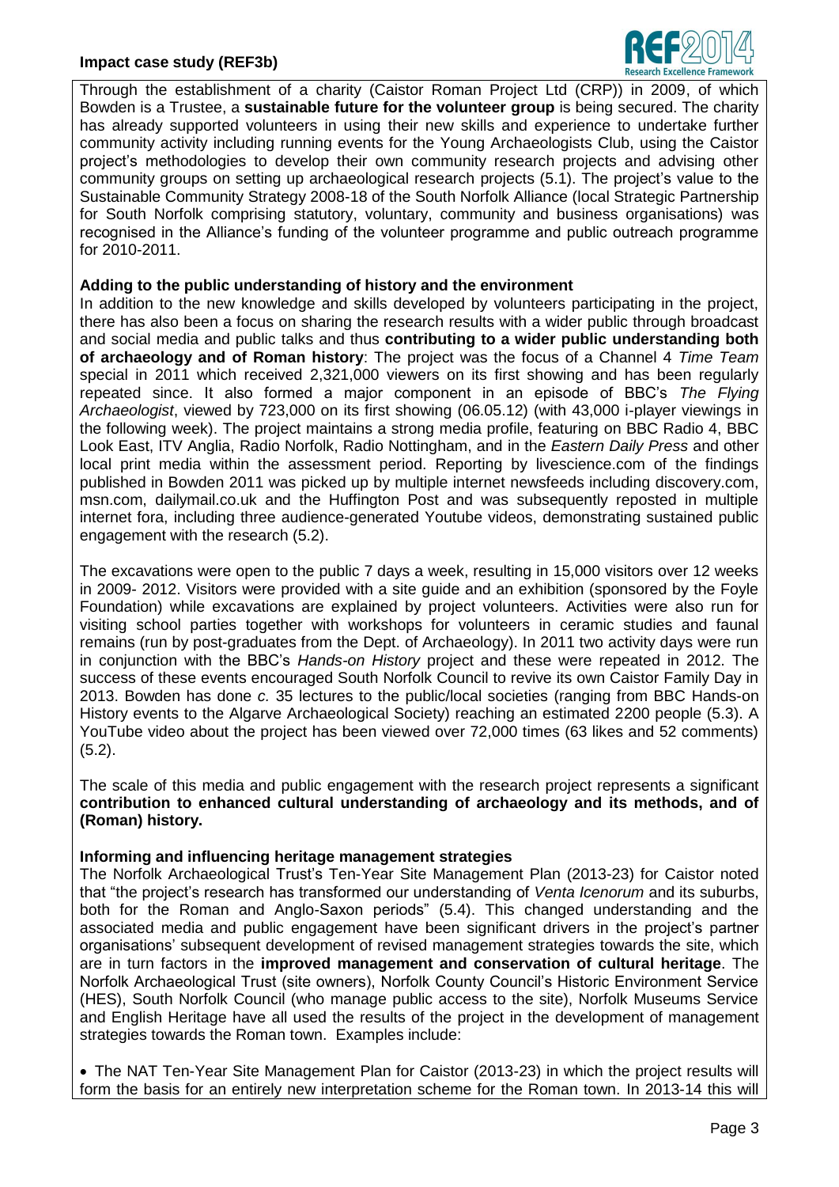Through the establishment of a charity (Caistor Roman Project Ltd (CRP)) in 2009, of which Bowden is a Trustee, a **sustainable future for the volunteer group** is being secured. The charity has already supported volunteers in using their new skills and experience to undertake further community activity including running events for the Young Archaeologists Club, using the Caistor project's methodologies to develop their own community research projects and advising other community groups on setting up archaeological research projects (5.1). The project's value to the Sustainable Community Strategy 2008-18 of the South Norfolk Alliance (local Strategic Partnership for South Norfolk comprising statutory, voluntary, community and business organisations) was recognised in the Alliance's funding of the volunteer programme and public outreach programme for 2010-2011.

**Adding to the public understanding of history and the environment**

In addition to the new knowledge and skills developed by volunteers participating in the project, there has also been a focus on sharing the research results with a wider public through broadcast and social media and public talks and thus **contributing to a wider public understanding both of archaeology and of Roman history**: The project was the focus of a Channel 4 *Time Team* special in 2011 which received 2,321,000 viewers on its first showing and has been regularly repeated since. It also formed a major component in an episode of BBC's *The Flying Archaeologist*, viewed by 723,000 on its first showing (06.05.12) (with 43,000 i-player viewings in the following week). The project maintains a strong media profile, featuring on BBC Radio 4, BBC Look East, ITV Anglia, Radio Norfolk, Radio Nottingham, and in the *Eastern Daily Press* and other local print media within the assessment period. Reporting by livescience.com of the findings published in Bowden 2011 was picked up by multiple internet newsfeeds including discovery.com, msn.com, dailymail.co.uk and the Huffington Post and was subsequently reposted in multiple internet fora, including three audience-generated Youtube videos, demonstrating sustained public engagement with the research (5.2).

The excavations were open to the public 7 days a week, resulting in 15,000 visitors over 12 weeks in 2009- 2012. Visitors were provided with a site guide and an exhibition (sponsored by the Foyle Foundation) while excavations are explained by project volunteers. Activities were also run for visiting school parties together with workshops for volunteers in ceramic studies and faunal remains (run by post-graduates from the Dept. of Archaeology). In 2011 two activity days were run in conjunction with the BBC's *Hands-on History* project and these were repeated in 2012. The success of these events encouraged South Norfolk Council to revive its own Caistor Family Day in 2013. Bowden has done *c.* 35 lectures to the public/local societies (ranging from BBC Hands-on History events to the Algarve Archaeological Society) reaching an estimated 2200 people (5.3). A YouTube video about the project has been viewed over 72,000 times (63 likes and 52 comments) (5.2).

The scale of this media and public engagement with the research project represents a significant **contribution to enhanced cultural understanding of archaeology and its methods, and of (Roman) history.**

**Informing and influencing heritage management strategies**

The Norfolk Archaeological Trust's Ten-Year Site Management Plan (2013-23) for Caistor noted that "the project's research has transformed our understanding of *Venta Icenorum* and its suburbs, both for the Roman and Anglo-Saxon periods" (5.4). This changed understanding and the associated media and public engagement have been significant drivers in the project's partner organisations' subsequent development of revised management strategies towards the site, which are in turn factors in the **improved management and conservation of cultural heritage**. The Norfolk Archaeological Trust (site owners), Norfolk County Council's Historic Environment Service (HES), South Norfolk Council (who manage public access to the site), Norfolk Museums Service and English Heritage have all used the results of the project in the development of management strategies towards the Roman town. Examples include:

- The NAT Ten-Year Site Management Plan for Caistor (2013-23) in which the project results will form the basis for an entirely new interpretation scheme for the Roman town. In 2013-14 this will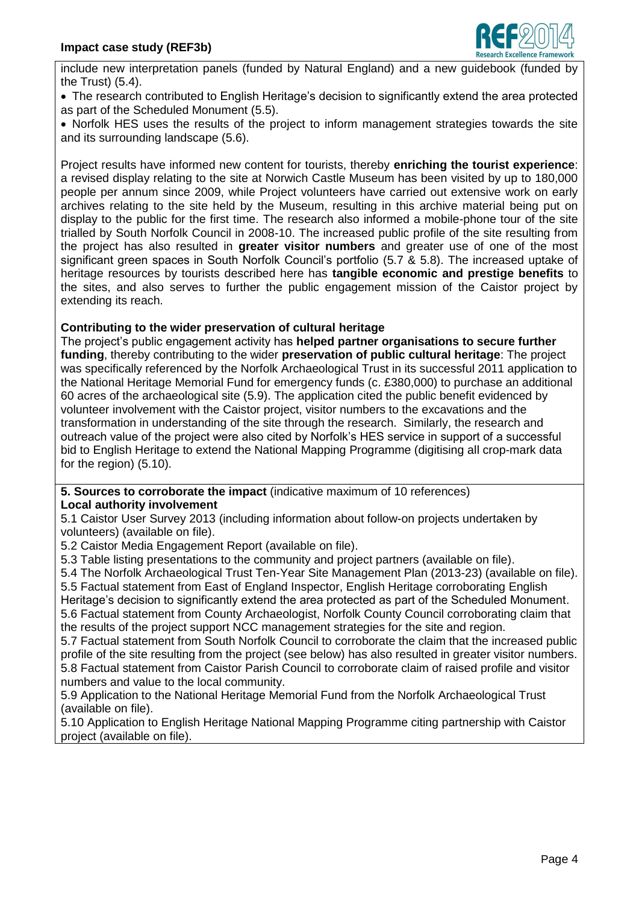include new interpretation panels (funded by Natural England) and a new guidebook (funded by the Trust) (5.4).

- The research contributed to English Heritage's decision to significantly extend the area protected as part of the Scheduled Monument (5.5).
- Norfolk HES uses the results of the project to inform management strategies towards the site and its surrounding landscape (5.6).

Project results have informed new content for tourists, thereby **enriching the tourist experience**: a revised display relating to the site at Norwich Castle Museum has been visited by up to 180,000 people per annum since 2009, while Project volunteers have carried out extensive work on early archives relating to the site held by the Museum, resulting in this archive material being put on display to the public for the first time. The research also informed a mobile-phone tour of the site trialled by South Norfolk Council in 2008-10. The increased public profile of the site resulting from the project has also resulted in **greater visitor numbers** and greater use of one of the most significant green spaces in South Norfolk Council's portfolio (5.7 & 5.8). The increased uptake of heritage resources by tourists described here has **tangible economic and prestige benefits** to the sites, and also serves to further the public engagement mission of the Caistor project by extending its reach.

**Contributing to the wider preservation of cultural heritage**

The project's public engagement activity has **helped partner organisations to secure further funding**, thereby contributing to the wider **preservation of public cultural heritage**: The project was specifically referenced by the Norfolk Archaeological Trust in its successful 2011 application to the National Heritage Memorial Fund for emergency funds (c. £380,000) to purchase an additional 60 acres of the archaeological site (5.9). The application cited the public benefit evidenced by volunteer involvement with the Caistor project, visitor numbers to the excavations and the transformation in understanding of the site through the research. Similarly, the research and outreach value of the project were also cited by Norfolk's HES service in support of a successful bid to English Heritage to extend the National Mapping Programme (digitising all crop-mark data for the region) (5.10).

**5. Sources to corroborate the impact** (indicative maximum of 10 references)

**Local authority involvement**

5.1 Caistor User Survey 2013 (including information about follow-on projects undertaken by volunteers) (available on file).

5.2 Caistor Media Engagement Report (available on file).

5.3 Table listing presentations to the community and project partners (available on file).

5.4 The Norfolk Archaeological Trust Ten-Year Site Management Plan (2013-23) (available on file).

5.5 Factual statement from East of England Inspector, English Heritage corroborating English Heritage's decision to significantly extend the area protected as part of the Scheduled Monument.

5.6 Factual statement from County Archaeologist, Norfolk County Council corroborating claim that the results of the project support NCC management strategies for the site and region.

5.7 Factual statement from South Norfolk Council to corroborate the claim that the increased public profile of the site resulting from the project (see below) has also resulted in greater visitor numbers.

5.8 Factual statement from Caistor Parish Council to corroborate claim of raised profile and visitor numbers and value to the local community.

5.9 Application to the National Heritage Memorial Fund from the Norfolk Archaeological Trust (available on file).

5.10 Application to English Heritage National Mapping Programme citing partnership with Caistor project (available on file).